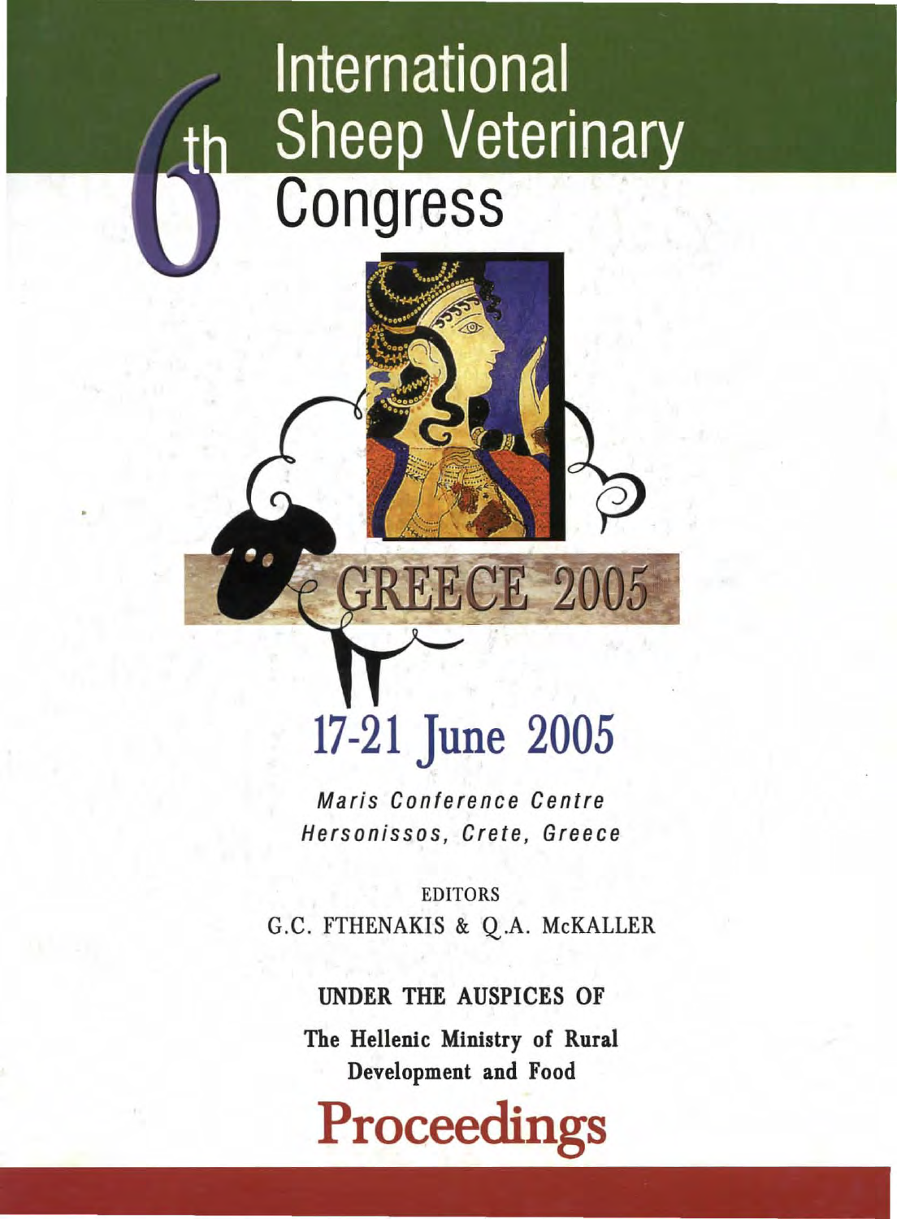# 6th International Sheep Veterinary Congress

GREECE 2005

## 17-21 June 2005

*Maris Conference Centre*
*Hersonissos, Crete, Greece*

EDITORS
G.C. FTHENAKIS & Q.A. McKALLER

**UNDER THE AUSPICES OF**

**The Hellenic Ministry of Rural Development and Food**

# Proceedings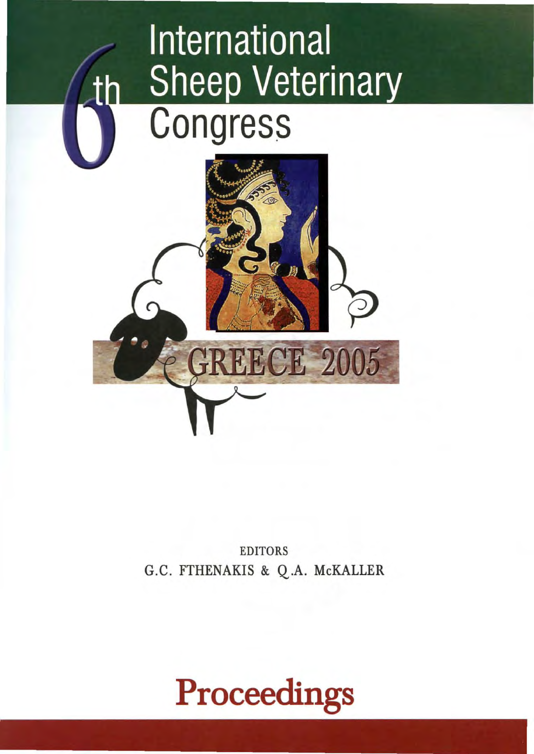# 6th International Sheep Veterinary Congress

GREECE 2005

EDITORS

G.C. FTHENAKIS & Q.A. McKALLER

# Proceedings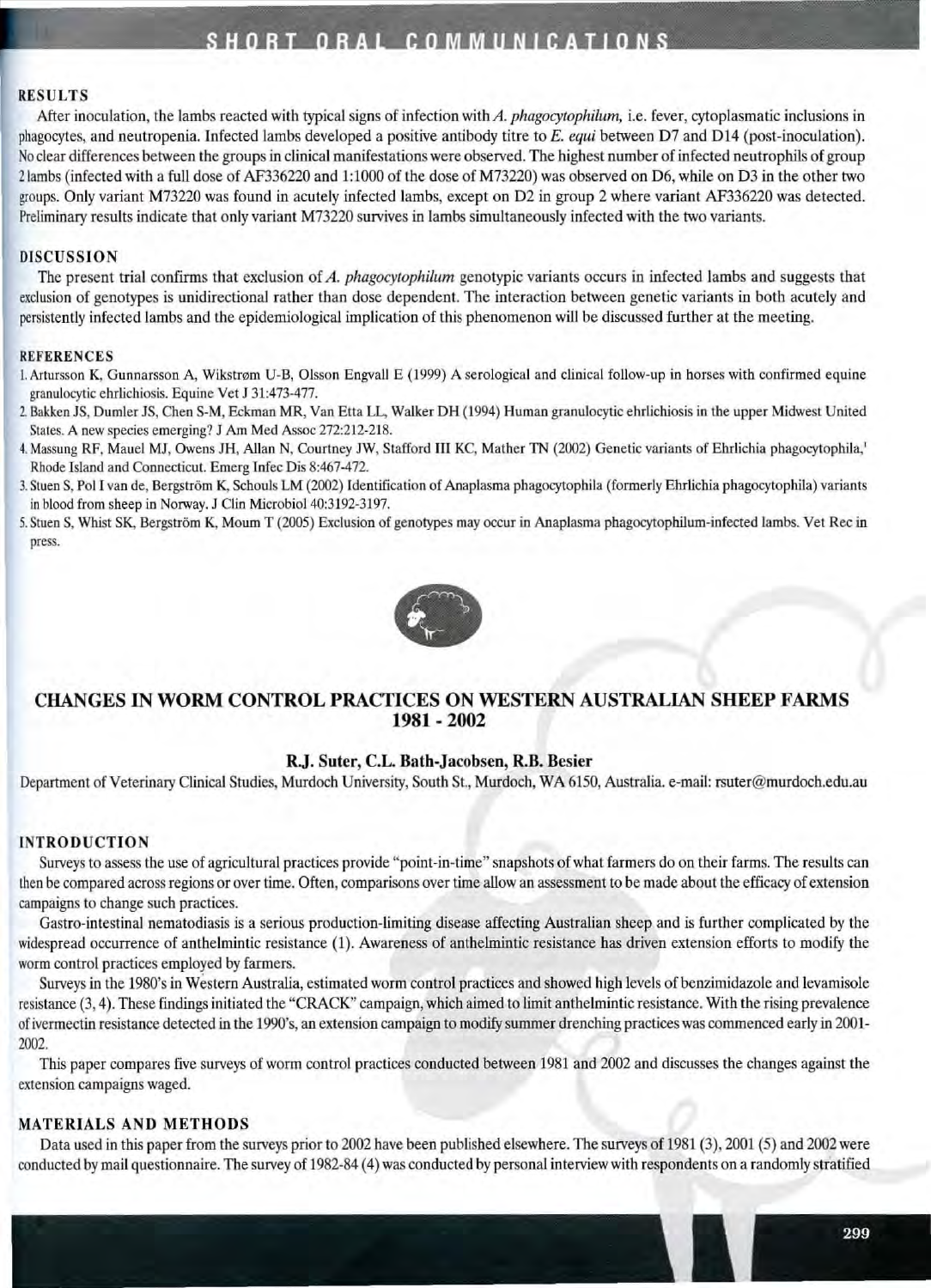### RESULTS

After inoculation, the lambs reacted with typical signs of infection with *A. phagocytophilum*, i.e. fever, cytoplasmatic inclusions in phagocytes, and neutropenia. Infected lambs developed a positive antibody titre to *E. equi* between D7 and D14 (post-inoculation). No clear differences between the groups in clinical manifestations were observed. The highest number of infected neutrophils of group 2 lambs (infected with a full dose of AF336220 and 1:1000 of the dose of M73220) was observed on D6, while on D3 in the other two groups. Only variant M73220 was found in acutely infected lambs, except on D2 in group 2 where variant AF336220 was detected. Preliminary results indicate that only variant M73220 survives in lambs simultaneously infected with the two variants.

### DISCUSSION

The present trial confirms that exclusion of *A. phagocytophilum* genotypic variants occurs in infected lambs and suggests that exclusion of genotypes is unidirectional rather than dose dependent. The interaction between genetic variants in both acutely and persistently infected lambs and the epidemiological implication of this phenomenon will be discussed further at the meeting.

### REFERENCES

1. Artursson K, Gunnarsson A, Wikstrøm U-B, Olsson Engvall E (1999) A serological and clinical follow-up in horses with confirmed equine granulocytic ehrlichiosis. Equine Vet J 31:473-477.
2. Bakken JS, Dumler JS, Chen S-M, Eckman MR, Van Etta LL, Walker DH (1994) Human granulocytic ehrlichiosis in the upper Midwest United States. A new species emerging? J Am Med Assoc 272:212-218.
4. Massung RF, Mauel MJ, Owens JH, Allan N, Courtney JW, Stafford III KC, Mather TN (2002) Genetic variants of Ehrlichia phagocytophila,' Rhode Island and Connecticut. Emerg Infec Dis 8:467-472.
3. Stuen S, Pol I van de, Bergström K, Schouls LM (2002) Identification of Anaplasma phagocytophila (formerly Ehrlichia phagocytophila) variants in blood from sheep in Norway. J Clin Microbiol 40:3192-3197.
5. Stuen S, Whist SK, Bergström K, Moum T (2005) Exclusion of genotypes may occur in Anaplasma phagocytophilum-infected lambs. Vet Rec in press.

## CHANGES IN WORM CONTROL PRACTICES ON WESTERN AUSTRALIAN SHEEP FARMS 1981 - 2002

**R.J. Suter, C.L. Bath-Jacobsen, R.B. Besier**

Department of Veterinary Clinical Studies, Murdoch University, South St., Murdoch, WA 6150, Australia. e-mail: rsuter@murdoch.edu.au

### INTRODUCTION

Surveys to assess the use of agricultural practices provide "point-in-time" snapshots of what farmers do on their farms. The results can then be compared across regions or over time. Often, comparisons over time allow an assessment to be made about the efficacy of extension campaigns to change such practices.

Gastro-intestinal nematodiasis is a serious production-limiting disease affecting Australian sheep and is further complicated by the widespread occurrence of anthelmintic resistance (1). Awareness of anthelmintic resistance has driven extension efforts to modify the worm control practices employed by farmers.

Surveys in the 1980's in Western Australia, estimated worm control practices and showed high levels of benzimidazole and levamisole resistance (3, 4). These findings initiated the "CRACK" campaign, which aimed to limit anthelmintic resistance. With the rising prevalence of ivermectin resistance detected in the 1990's, an extension campaign to modify summer drenching practices was commenced early in 2001-2002.

This paper compares five surveys of worm control practices conducted between 1981 and 2002 and discusses the changes against the extension campaigns waged.

### MATERIALS AND METHODS

Data used in this paper from the surveys prior to 2002 have been published elsewhere. The surveys of 1981 (3), 2001 (5) and 2002 were conducted by mail questionnaire. The survey of 1982-84 (4) was conducted by personal interview with respondents on a randomly stratified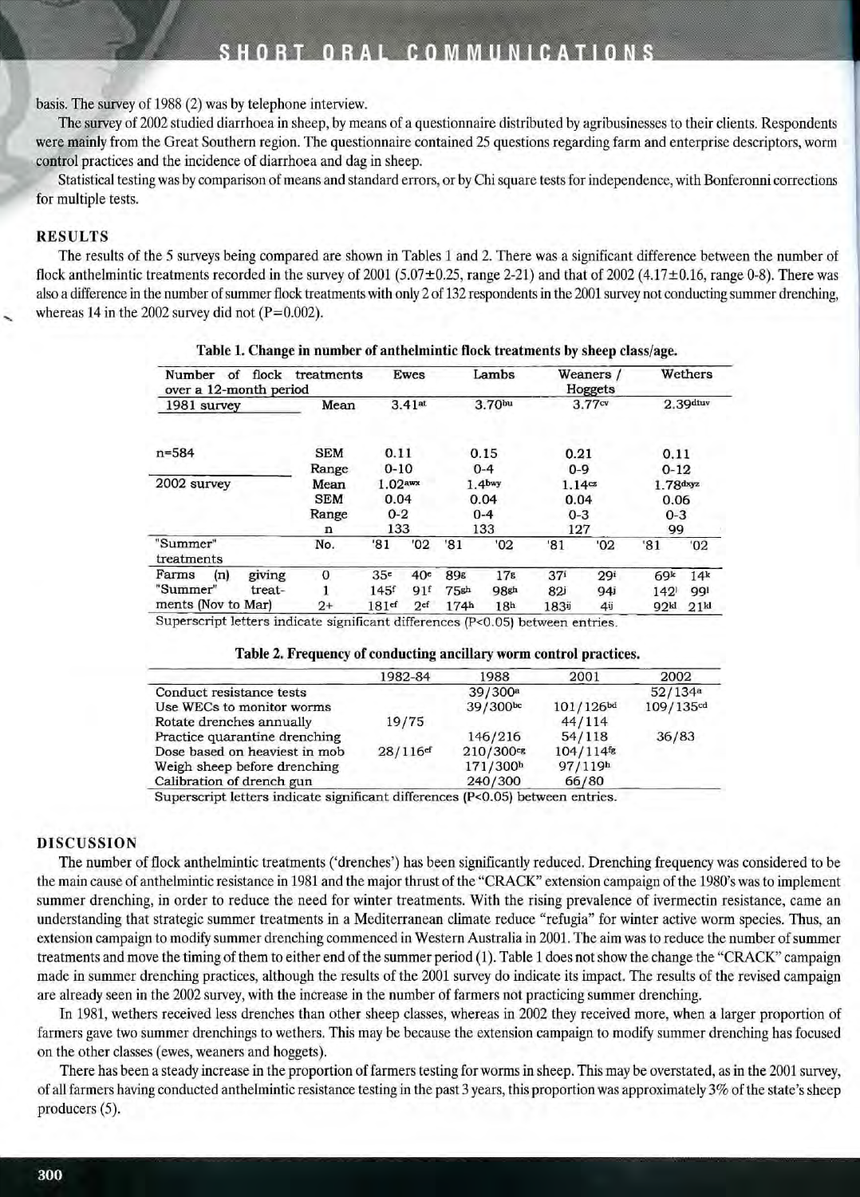basis. The survey of 1988 (2) was by telephone interview.

The survey of 2002 studied diarrhoea in sheep, by means of a questionnaire distributed by agribusinesses to their clients. Respondents were mainly from the Great Southern region. The questionnaire contained 25 questions regarding farm and enterprise descriptors, worm control practices and the incidence of diarrhoea and dag in sheep.

Statistical testing was by comparison of means and standard errors, or by Chi square tests for independence, with Bonferonni corrections for multiple tests.

## RESULTS

The results of the 5 surveys being compared are shown in Tables 1 and 2. There was a significant difference between the number of flock anthelmintic treatments recorded in the survey of 2001 (5.07±0.25, range 2-21) and that of 2002 (4.17±0.16, range 0-8). There was also a difference in the number of summer flock treatments with only 2 of 132 respondents in the 2001 survey not conducting summer drenching, whereas 14 in the 2002 survey did not (P=0.002).

**Table 1. Change in number of anthelmintic flock treatments by sheep class/age.**

| Number of flock treatments over a 12-month period | | Ewes | | Lambs | | Weaners / Hoggets | | Wethers | |
|---|---|---|---|---|---|---|---|---|---|
| 1981 survey | Mean | 3.41[at] | | 3.70[bu] | | 3.77[cv] | | 2.39[dtuv] | |
| n=584 | SEM | 0.11 | | 0.15 | | 0.21 | | 0.11 | |
| | Range | 0-10 | | 0-4 | | 0-9 | | 0-12 | |
| 2002 survey | Mean | 1.02[awx] | | 1.4[bwy] | | 1.14[cz] | | 1.78[dxyz] | |
| | SEM | 0.04 | | 0.04 | | 0.04 | | 0.06 | |
| | Range | 0-2 | | 0-4 | | 0-3 | | 0-3 | |
| | n | 133 | | 133 | | 127 | | 99 | |
| "Summer" treatments | No. | '81 | '02 | '81 | '02 | '81 | '02 | '81 | '02 |
| Farms (n) giving "Summer" treatments (Nov to Mar) | 0 | 35[e] | 40[e] | 89[g] | 17[g] | 37[i] | 29[i] | 69[k] | 14[k] |
| | 1 | 145[f] | 91[f] | 75[gh] | 98[gh] | 82[j] | 94[j] | 142[l] | 99[l] |
| | 2+ | 181[ef] | 2[ef] | 174[h] | 18[h] | 183[ij] | 4[ij] | 92[kl] | 21[kl] |

Superscript letters indicate significant differences (P<0.05) between entries.

**Table 2. Frequency of conducting ancillary worm control practices.**

| | 1982-84 | 1988 | 2001 | 2002 |
|---|---|---|---|---|
| Conduct resistance tests | | 39/300[a] | | 52/134[a] |
| Use WECs to monitor worms | | 39/300[bc] | 101/126[bd] | 109/135[cd] |
| Rotate drenches annually | 19/75 | | 44/114 | |
| Practice quarantine drenching | | 146/216 | 54/118 | 36/83 |
| Dose based on heaviest in mob | 28/116[ef] | 210/300[eg] | 104/114[fg] | |
| Weigh sheep before drenching | | 171/300[h] | 97/119[h] | |
| Calibration of drench gun | | 240/300 | 66/80 | |

Superscript letters indicate significant differences (P<0.05) between entries.

## DISCUSSION

The number of flock anthelmintic treatments ('drenches') has been significantly reduced. Drenching frequency was considered to be the main cause of anthelmintic resistance in 1981 and the major thrust of the "CRACK" extension campaign of the 1980's was to implement summer drenching, in order to reduce the need for winter treatments. With the rising prevalence of ivermectin resistance, came an understanding that strategic summer treatments in a Mediterranean climate reduce "refugia" for winter active worm species. Thus, an extension campaign to modify summer drenching commenced in Western Australia in 2001. The aim was to reduce the number of summer treatments and move the timing of them to either end of the summer period (1). Table 1 does not show the change the "CRACK" campaign made in summer drenching practices, although the results of the 2001 survey do indicate its impact. The results of the revised campaign are already seen in the 2002 survey, with the increase in the number of farmers not practicing summer drenching.

In 1981, wethers received less drenches than other sheep classes, whereas in 2002 they received more, when a larger proportion of farmers gave two summer drenchings to wethers. This may be because the extension campaign to modify summer drenching has focused on the other classes (ewes, weaners and hoggets).

There has been a steady increase in the proportion of farmers testing for worms in sheep. This may be overstated, as in the 2001 survey, of all farmers having conducted anthelmintic resistance testing in the past 3 years, this proportion was approximately 3% of the state's sheep producers (5).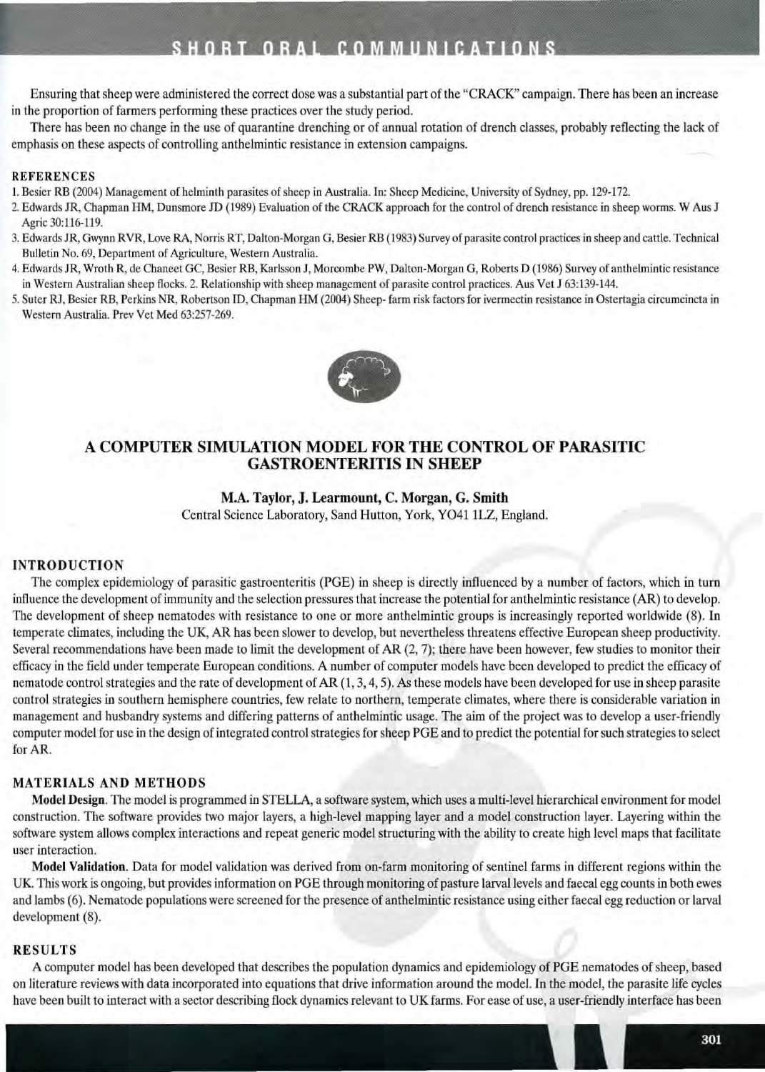Ensuring that sheep were administered the correct dose was a substantial part of the "CRACK" campaign. There has been an increase in the proportion of farmers performing these practices over the study period.

There has been no change in the use of quarantine drenching or of annual rotation of drench classes, probably reflecting the lack of emphasis on these aspects of controlling anthelmintic resistance in extension campaigns.

### REFERENCES

1. Besier RB (2004) Management of helminth parasites of sheep in Australia. In: Sheep Medicine, University of Sydney, pp. 129-172.
2. Edwards JR, Chapman HM, Dunsmore JD (1989) Evaluation of the CRACK approach for the control of drench resistance in sheep worms. W Aus J Agric 30:116-119.
3. Edwards JR, Gwynn RVR, Love RA, Norris RT, Dalton-Morgan G, Besier RB (1983) Survey of parasite control practices in sheep and cattle. Technical Bulletin No. 69, Department of Agriculture, Western Australia.
4. Edwards JR, Wroth R, de Chaneet GC, Besier RB, Karlsson J, Morcombe PW, Dalton-Morgan G, Roberts D (1986) Survey of anthelmintic resistance in Western Australian sheep flocks. 2. Relationship with sheep management of parasite control practices. Aus Vet J 63:139-144.
5. Suter RJ, Besier RB, Perkins NR, Robertson ID, Chapman HM (2004) Sheep- farm risk factors for ivermectin resistance in Ostertagia circumcincta in Western Australia. Prev Vet Med 63:257-269.

## A COMPUTER SIMULATION MODEL FOR THE CONTROL OF PARASITIC GASTROENTERITIS IN SHEEP

**M.A. Taylor, J. Learmount, C. Morgan, G. Smith**

Central Science Laboratory, Sand Hutton, York, YO41 1LZ, England.

### INTRODUCTION

The complex epidemiology of parasitic gastroenteritis (PGE) in sheep is directly influenced by a number of factors, which in turn influence the development of immunity and the selection pressures that increase the potential for anthelmintic resistance (AR) to develop. The development of sheep nematodes with resistance to one or more anthelmintic groups is increasingly reported worldwide (8). In temperate climates, including the UK, AR has been slower to develop, but nevertheless threatens effective European sheep productivity. Several recommendations have been made to limit the development of AR (2, 7); there have been however, few studies to monitor their efficacy in the field under temperate European conditions. A number of computer models have been developed to predict the efficacy of nematode control strategies and the rate of development of AR (1, 3, 4, 5). As these models have been developed for use in sheep parasite control strategies in southern hemisphere countries, few relate to northern, temperate climates, where there is considerable variation in management and husbandry systems and differing patterns of anthelmintic usage. The aim of the project was to develop a user-friendly computer model for use in the design of integrated control strategies for sheep PGE and to predict the potential for such strategies to select for AR.

### MATERIALS AND METHODS

**Model Design.** The model is programmed in STELLA, a software system, which uses a multi-level hierarchical environment for model construction. The software provides two major layers, a high-level mapping layer and a model construction layer. Layering within the software system allows complex interactions and repeat generic model structuring with the ability to create high level maps that facilitate user interaction.

**Model Validation.** Data for model validation was derived from on-farm monitoring of sentinel farms in different regions within the UK. This work is ongoing, but provides information on PGE through monitoring of pasture larval levels and faecal egg counts in both ewes and lambs (6). Nematode populations were screened for the presence of anthelmintic resistance using either faecal egg reduction or larval development (8).

### RESULTS

A computer model has been developed that describes the population dynamics and epidemiology of PGE nematodes of sheep, based on literature reviews with data incorporated into equations that drive information around the model. In the model, the parasite life cycles have been built to interact with a sector describing flock dynamics relevant to UK farms. For ease of use, a user-friendly interface has been